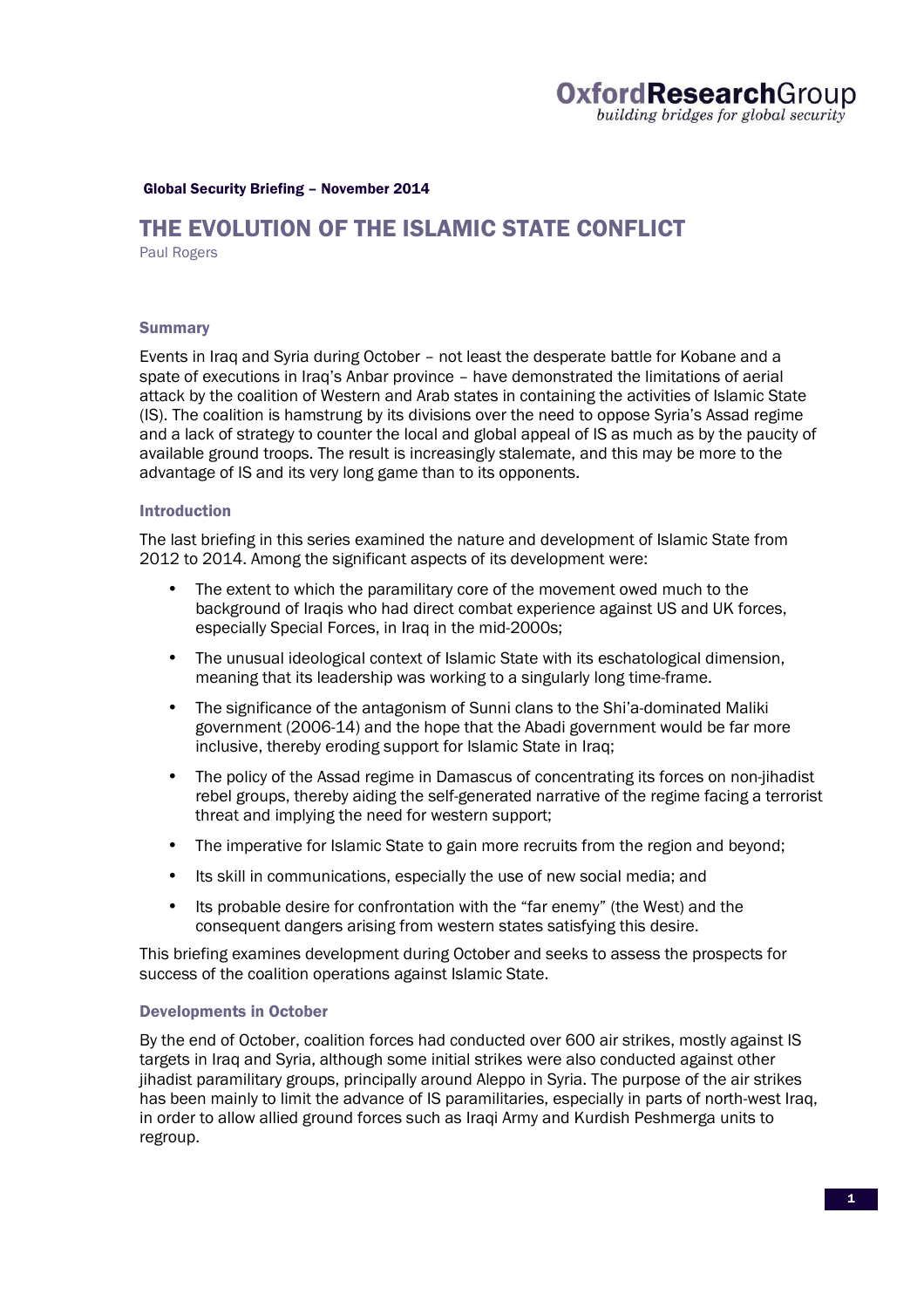Global Security Briefing – November 2014

# THE EVOLUTION OF THE ISLAMIC STATE CONFLICT

Paul Rogers

## Summary

Events in Iraq and Syria during October – not least the desperate battle for Kobane and a spate of executions in Iraq's Anbar province – have demonstrated the limitations of aerial attack by the coalition of Western and Arab states in containing the activities of Islamic State (IS). The coalition is hamstrung by its divisions over the need to oppose Syria's Assad regime and a lack of strategy to counter the local and global appeal of IS as much as by the paucity of available ground troops. The result is increasingly stalemate, and this may be more to the advantage of IS and its very long game than to its opponents.

## Introduction

The last briefing in this series examined the nature and development of Islamic State from 2012 to 2014. Among the significant aspects of its development were:

- The extent to which the paramilitary core of the movement owed much to the background of Iraqis who had direct combat experience against US and UK forces, especially Special Forces, in Iraq in the mid-2000s;
- The unusual ideological context of Islamic State with its eschatological dimension, meaning that its leadership was working to a singularly long time-frame.
- The significance of the antagonism of Sunni clans to the Shi'a-dominated Maliki government (2006-14) and the hope that the Abadi government would be far more inclusive, thereby eroding support for Islamic State in Iraq;
- The policy of the Assad regime in Damascus of concentrating its forces on non-jihadist rebel groups, thereby aiding the self-generated narrative of the regime facing a terrorist threat and implying the need for western support;
- The imperative for Islamic State to gain more recruits from the region and beyond;
- Its skill in communications, especially the use of new social media; and
- Its probable desire for confrontation with the "far enemy" (the West) and the consequent dangers arising from western states satisfying this desire.

This briefing examines development during October and seeks to assess the prospects for success of the coalition operations against Islamic State.

## Developments in October

By the end of October, coalition forces had conducted over 600 air strikes, mostly against IS targets in Iraq and Syria, although some initial strikes were also conducted against other jihadist paramilitary groups, principally around Aleppo in Syria. The purpose of the air strikes has been mainly to limit the advance of IS paramilitaries, especially in parts of north-west Iraq, in order to allow allied ground forces such as Iraqi Army and Kurdish Peshmerga units to regroup.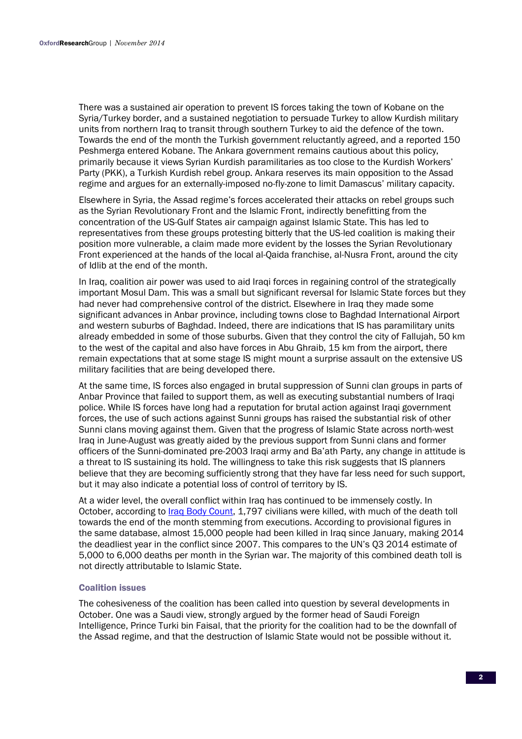There was a sustained air operation to prevent IS forces taking the town of Kobane on the Syria/Turkey border, and a sustained negotiation to persuade Turkey to allow Kurdish military units from northern Iraq to transit through southern Turkey to aid the defence of the town. Towards the end of the month the Turkish government reluctantly agreed, and a reported 150 Peshmerga entered Kobane. The Ankara government remains cautious about this policy, primarily because it views Syrian Kurdish paramilitaries as too close to the Kurdish Workers' Party (PKK), a Turkish Kurdish rebel group. Ankara reserves its main opposition to the Assad regime and argues for an externally-imposed no-fly-zone to limit Damascus' military capacity.

Elsewhere in Syria, the Assad regime's forces accelerated their attacks on rebel groups such as the Syrian Revolutionary Front and the Islamic Front, indirectly benefitting from the concentration of the US-Gulf States air campaign against Islamic State. This has led to representatives from these groups protesting bitterly that the US-led coalition is making their position more vulnerable, a claim made more evident by the losses the Syrian Revolutionary Front experienced at the hands of the local al-Qaida franchise, al-Nusra Front, around the city of Idlib at the end of the month.

In Iraq, coalition air power was used to aid Iraqi forces in regaining control of the strategically important Mosul Dam. This was a small but significant reversal for Islamic State forces but they had never had comprehensive control of the district. Elsewhere in Iraq they made some significant advances in Anbar province, including towns close to Baghdad International Airport and western suburbs of Baghdad. Indeed, there are indications that IS has paramilitary units already embedded in some of those suburbs. Given that they control the city of Fallujah, 50 km to the west of the capital and also have forces in Abu Ghraib, 15 km from the airport, there remain expectations that at some stage IS might mount a surprise assault on the extensive US military facilities that are being developed there.

At the same time, IS forces also engaged in brutal suppression of Sunni clan groups in parts of Anbar Province that failed to support them, as well as executing substantial numbers of Iraqi police. While IS forces have long had a reputation for brutal action against Iraqi government forces, the use of such actions against Sunni groups has raised the substantial risk of other Sunni clans moving against them. Given that the progress of Islamic State across north-west Iraq in June-August was greatly aided by the previous support from Sunni clans and former officers of the Sunni-dominated pre-2003 Iraqi army and Ba'ath Party, any change in attitude is a threat to IS sustaining its hold. The willingness to take this risk suggests that IS planners believe that they are becoming sufficiently strong that they have far less need for such support, but it may also indicate a potential loss of control of territory by IS.

At a wider level, the overall conflict within Iraq has continued to be immensely costly. In October, according to Iraq Body Count, 1,797 civilians were killed, with much of the death toll towards the end of the month stemming from executions. According to provisional figures in the same database, almost 15,000 people had been killed in Iraq since January, making 2014 the deadliest year in the conflict since 2007. This compares to the UN's Q3 2014 estimate of 5,000 to 6,000 deaths per month in the Syrian war. The majority of this combined death toll is not directly attributable to Islamic State.

### Coalition issues

The cohesiveness of the coalition has been called into question by several developments in October. One was a Saudi view, strongly argued by the former head of Saudi Foreign Intelligence, Prince Turki bin Faisal, that the priority for the coalition had to be the downfall of the Assad regime, and that the destruction of Islamic State would not be possible without it.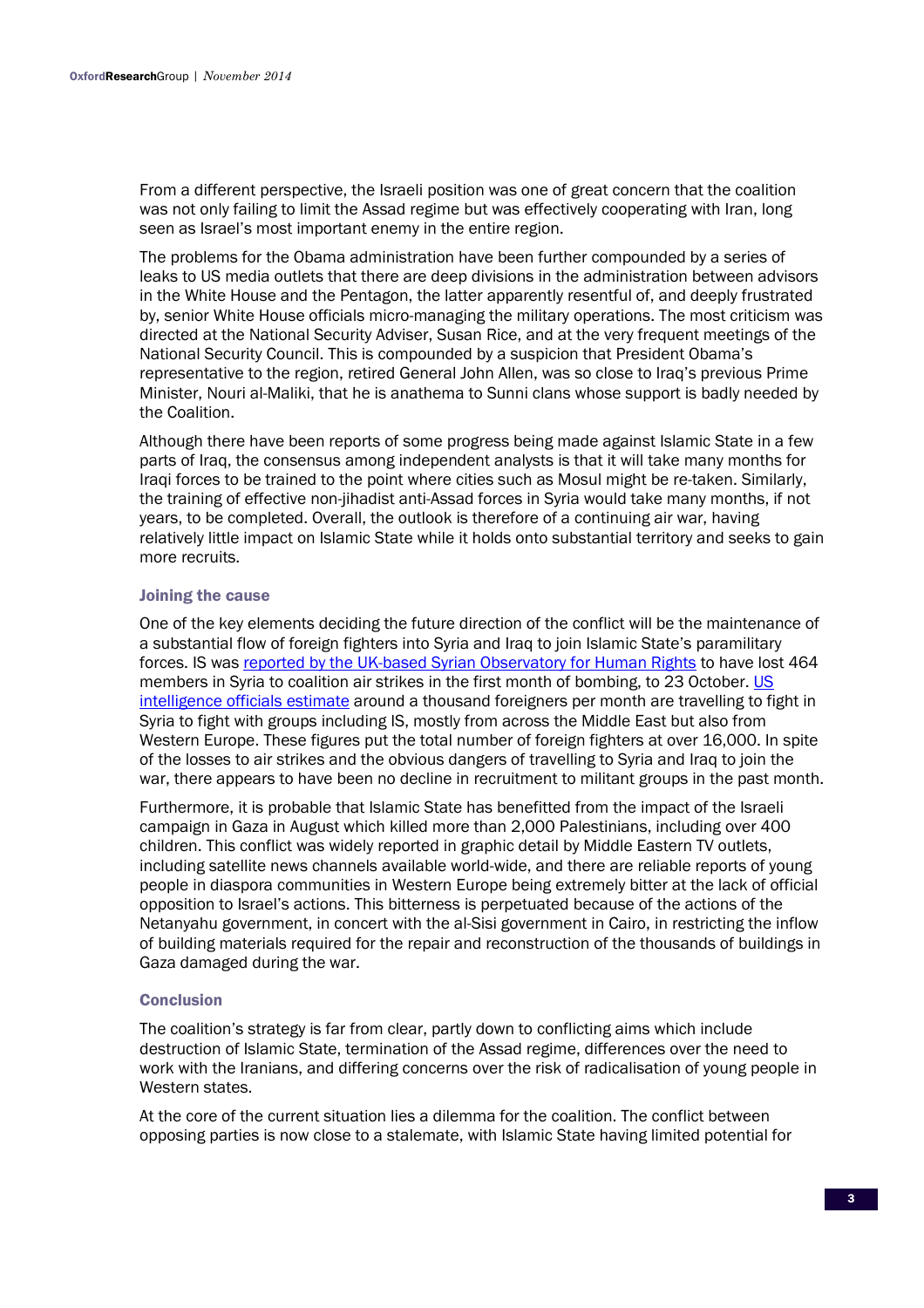From a different perspective, the Israeli position was one of great concern that the coalition was not only failing to limit the Assad regime but was effectively cooperating with Iran, long seen as Israel's most important enemy in the entire region.

The problems for the Obama administration have been further compounded by a series of leaks to US media outlets that there are deep divisions in the administration between advisors in the White House and the Pentagon, the latter apparently resentful of, and deeply frustrated by, senior White House officials micro-managing the military operations. The most criticism was directed at the National Security Adviser, Susan Rice, and at the very frequent meetings of the National Security Council. This is compounded by a suspicion that President Obama's representative to the region, retired General John Allen, was so close to Iraq's previous Prime Minister, Nouri al-Maliki, that he is anathema to Sunni clans whose support is badly needed by the Coalition.

Although there have been reports of some progress being made against Islamic State in a few parts of Iraq, the consensus among independent analysts is that it will take many months for Iraqi forces to be trained to the point where cities such as Mosul might be re-taken. Similarly, the training of effective non-jihadist anti-Assad forces in Syria would take many months, if not years, to be completed. Overall, the outlook is therefore of a continuing air war, having relatively little impact on Islamic State while it holds onto substantial territory and seeks to gain more recruits.

### Joining the cause

One of the key elements deciding the future direction of the conflict will be the maintenance of a substantial flow of foreign fighters into Syria and Iraq to join Islamic State's paramilitary forces. IS was reported by the UK-based Syrian Observatory for Human Rights to have lost 464 members in Syria to coalition air strikes in the first month of bombing, to 23 October. US intelligence officials estimate around a thousand foreigners per month are travelling to fight in Syria to fight with groups including IS, mostly from across the Middle East but also from Western Europe. These figures put the total number of foreign fighters at over 16,000. In spite of the losses to air strikes and the obvious dangers of travelling to Syria and Iraq to join the war, there appears to have been no decline in recruitment to militant groups in the past month.

Furthermore, it is probable that Islamic State has benefitted from the impact of the Israeli campaign in Gaza in August which killed more than 2,000 Palestinians, including over 400 children. This conflict was widely reported in graphic detail by Middle Eastern TV outlets, including satellite news channels available world-wide, and there are reliable reports of young people in diaspora communities in Western Europe being extremely bitter at the lack of official opposition to Israel's actions. This bitterness is perpetuated because of the actions of the Netanyahu government, in concert with the al-Sisi government in Cairo, in restricting the inflow of building materials required for the repair and reconstruction of the thousands of buildings in Gaza damaged during the war.

### Conclusion

The coalition's strategy is far from clear, partly down to conflicting aims which include destruction of Islamic State, termination of the Assad regime, differences over the need to work with the Iranians, and differing concerns over the risk of radicalisation of young people in Western states.

At the core of the current situation lies a dilemma for the coalition. The conflict between opposing parties is now close to a stalemate, with Islamic State having limited potential for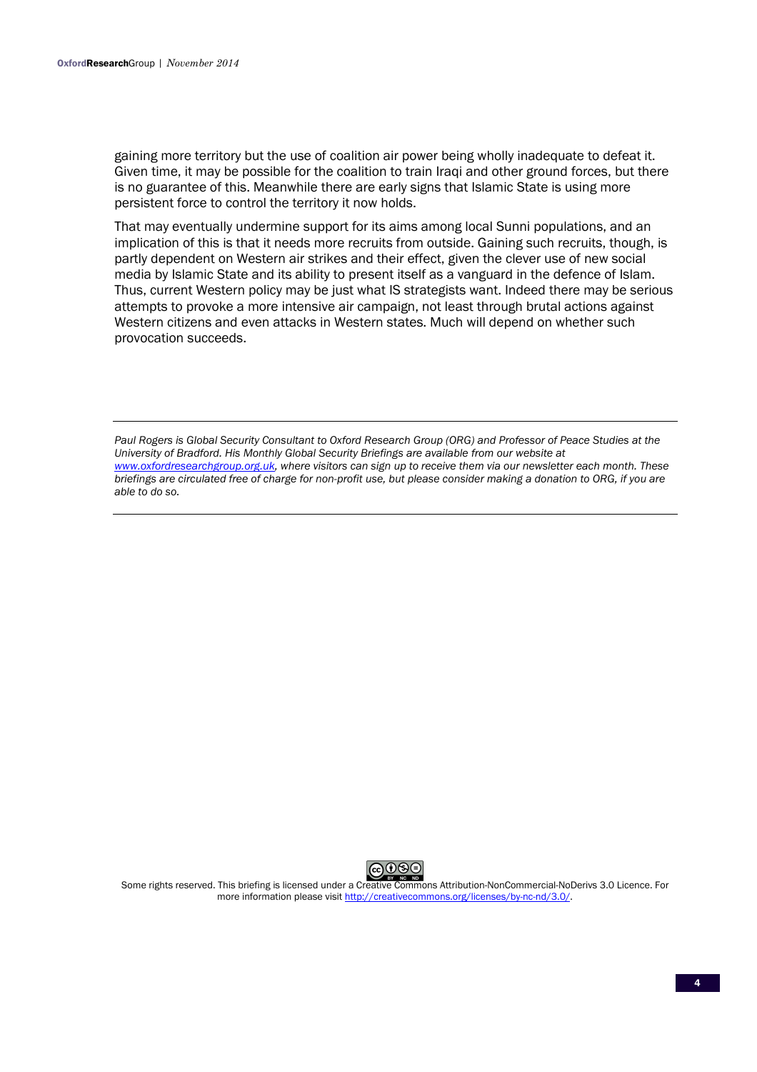gaining more territory but the use of coalition air power being wholly inadequate to defeat it. Given time, it may be possible for the coalition to train Iraqi and other ground forces, but there is no guarantee of this. Meanwhile there are early signs that Islamic State is using more persistent force to control the territory it now holds.

That may eventually undermine support for its aims among local Sunni populations, and an implication of this is that it needs more recruits from outside. Gaining such recruits, though, is partly dependent on Western air strikes and their effect, given the clever use of new social media by Islamic State and its ability to present itself as a vanguard in the defence of Islam. Thus, current Western policy may be just what IS strategists want. Indeed there may be serious attempts to provoke a more intensive air campaign, not least through brutal actions against Western citizens and even attacks in Western states. Much will depend on whether such provocation succeeds.

---

*Paul Rogers is Global Security Consultant to Oxford Research Group (ORG) and Professor of Peace Studies at the University of Bradford. His Monthly Global Security Briefings are available from our website at [www.oxfordresearchgroup.org.uk](http://www.oxfordresearchgroup.org.uk), where visitors can sign up to receive them via our newsletter each month. These briefings are circulated free of charge for non-profit use, but please consider making a donation to ORG, if you are able to do so.*

---

Some rights reserved. This briefing is licensed under a Creative Commons Attribution-NonCommercial-NoDerivs 3.0 Licence. For more information please visit [http://creativecommons.org/licenses/by-nc-nd/3.0/](http://creativecommons.org/licenses/by-nc-nd/3.0/).